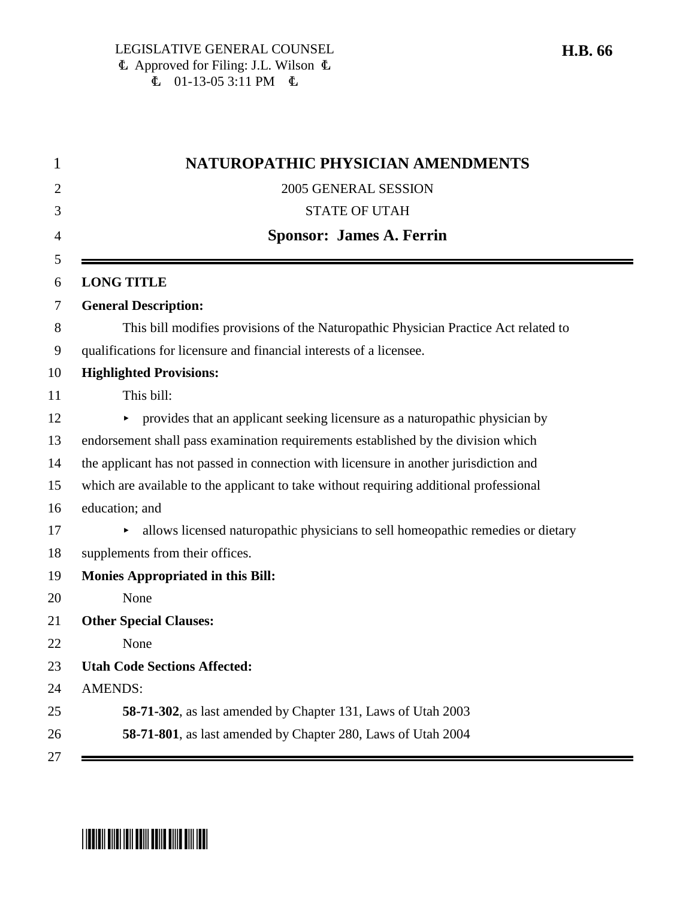LEGISLATIVE GENERAL COUNSEL
Approved for Filing: J.L. Wilson
01-13-05 3:11 PM

**H.B. 66**

# NATUROPATHIC PHYSICIAN AMENDMENTS

2005 GENERAL SESSION

STATE OF UTAH

**Sponsor: James A. Ferrin**

---

**LONG TITLE**

**General Description:**

This bill modifies provisions of the Naturopathic Physician Practice Act related to qualifications for licensure and financial interests of a licensee.

**Highlighted Provisions:**

This bill:

- provides that an applicant seeking licensure as a naturopathic physician by endorsement shall pass examination requirements established by the division which the applicant has not passed in connection with licensure in another jurisdiction and which are available to the applicant to take without requiring additional professional education; and
- allows licensed naturopathic physicians to sell homeopathic remedies or dietary supplements from their offices.

**Monies Appropriated in this Bill:**

None

**Other Special Clauses:**

None

**Utah Code Sections Affected:**

AMENDS:

**58-71-302**, as last amended by Chapter 131, Laws of Utah 2003

**58-71-801**, as last amended by Chapter 280, Laws of Utah 2004

---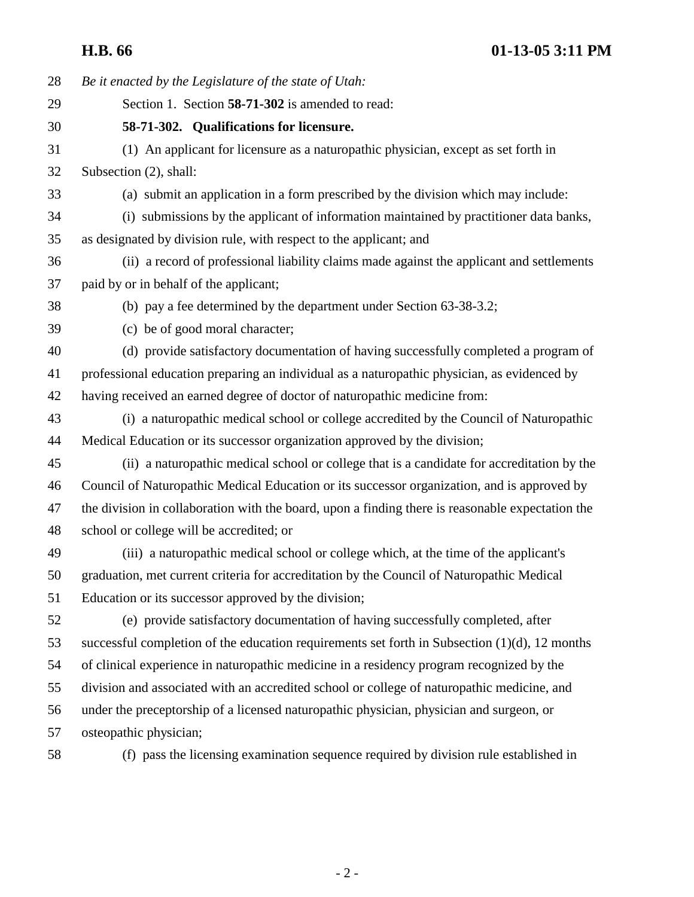*Be it enacted by the Legislature of the state of Utah:*

Section 1. Section **58-71-302** is amended to read:

**58-71-302. Qualifications for licensure.**

(1) An applicant for licensure as a naturopathic physician, except as set forth in Subsection (2), shall:

(a) submit an application in a form prescribed by the division which may include:

(i) submissions by the applicant of information maintained by practitioner data banks, as designated by division rule, with respect to the applicant; and

(ii) a record of professional liability claims made against the applicant and settlements paid by or in behalf of the applicant;

(b) pay a fee determined by the department under Section 63-38-3.2;

(c) be of good moral character;

(d) provide satisfactory documentation of having successfully completed a program of professional education preparing an individual as a naturopathic physician, as evidenced by having received an earned degree of doctor of naturopathic medicine from:

(i) a naturopathic medical school or college accredited by the Council of Naturopathic Medical Education or its successor organization approved by the division;

(ii) a naturopathic medical school or college that is a candidate for accreditation by the Council of Naturopathic Medical Education or its successor organization, and is approved by the division in collaboration with the board, upon a finding there is reasonable expectation the school or college will be accredited; or

(iii) a naturopathic medical school or college which, at the time of the applicant's graduation, met current criteria for accreditation by the Council of Naturopathic Medical Education or its successor approved by the division;

(e) provide satisfactory documentation of having successfully completed, after successful completion of the education requirements set forth in Subsection (1)(d), 12 months of clinical experience in naturopathic medicine in a residency program recognized by the division and associated with an accredited school or college of naturopathic medicine, and under the preceptorship of a licensed naturopathic physician, physician and surgeon, or osteopathic physician;

(f) pass the licensing examination sequence required by division rule established in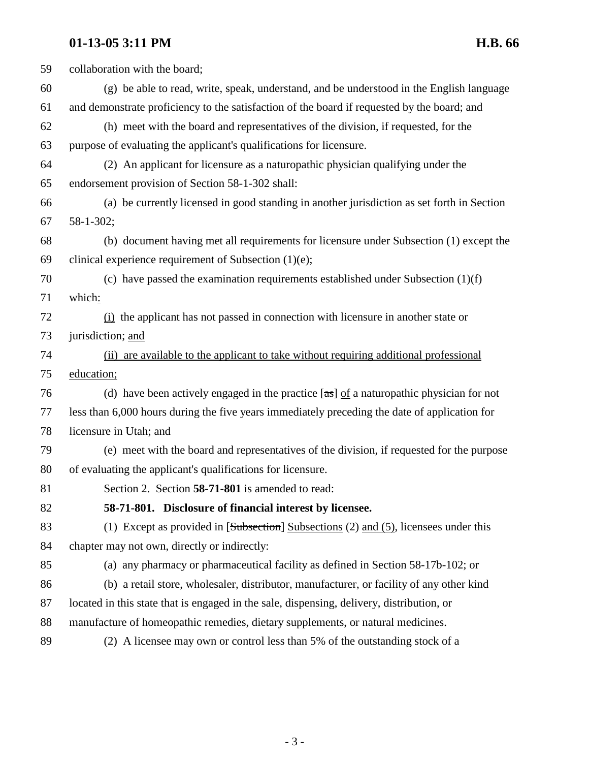59 collaboration with the board;

60 (g) be able to read, write, speak, understand, and be understood in the English language

61 and demonstrate proficiency to the satisfaction of the board if requested by the board; and

62 (h) meet with the board and representatives of the division, if requested, for the

63 purpose of evaluating the applicant's qualifications for licensure.

64 (2) An applicant for licensure as a naturopathic physician qualifying under the

65 endorsement provision of Section 58-1-302 shall:

66 (a) be currently licensed in good standing in another jurisdiction as set forth in Section

67 58-1-302;

68 (b) document having met all requirements for licensure under Subsection (1) except the

69 clinical experience requirement of Subsection (1)(e);

70 (c) have passed the examination requirements established under Subsection (1)(f)

71 which:

72 (i) the applicant has not passed in connection with licensure in another state or

73 jurisdiction; and

74 (ii) are available to the applicant to take without requiring additional professional

75 education;

76 (d) have been actively engaged in the practice [~~as~~] of a naturopathic physician for not

77 less than 6,000 hours during the five years immediately preceding the date of application for

78 licensure in Utah; and

79 (e) meet with the board and representatives of the division, if requested for the purpose

80 of evaluating the applicant's qualifications for licensure.

81 Section 2. Section **58-71-801** is amended to read:

82 **58-71-801. Disclosure of financial interest by licensee.**

83 (1) Except as provided in [~~Subsection~~] Subsections (2) and (5), licensees under this

84 chapter may not own, directly or indirectly:

85 (a) any pharmacy or pharmaceutical facility as defined in Section 58-17b-102; or

86 (b) a retail store, wholesaler, distributor, manufacturer, or facility of any other kind

87 located in this state that is engaged in the sale, dispensing, delivery, distribution, or

88 manufacture of homeopathic remedies, dietary supplements, or natural medicines.

89 (2) A licensee may own or control less than 5% of the outstanding stock of a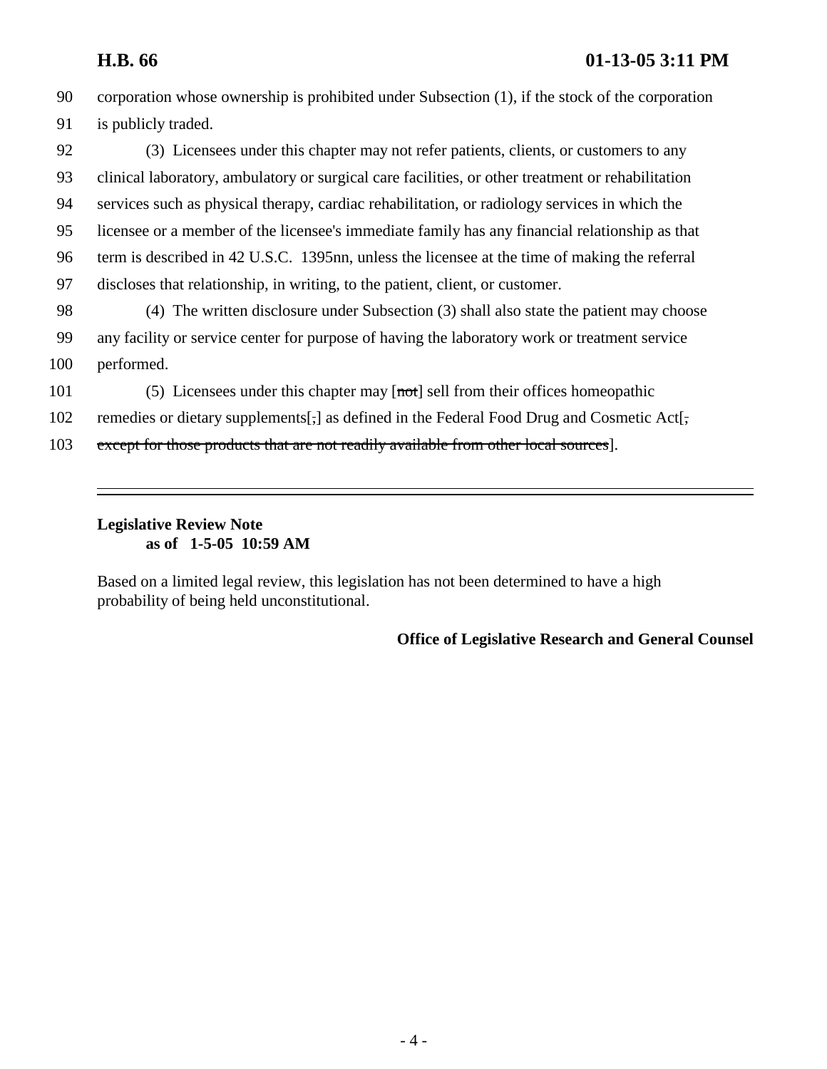90 corporation whose ownership is prohibited under Subsection (1), if the stock of the corporation
91 is publicly traded.

92 (3) Licensees under this chapter may not refer patients, clients, or customers to any
93 clinical laboratory, ambulatory or surgical care facilities, or other treatment or rehabilitation
94 services such as physical therapy, cardiac rehabilitation, or radiology services in which the
95 licensee or a member of the licensee's immediate family has any financial relationship as that
96 term is described in 42 U.S.C. 1395nn, unless the licensee at the time of making the referral
97 discloses that relationship, in writing, to the patient, client, or customer.

98 (4) The written disclosure under Subsection (3) shall also state the patient may choose
99 any facility or service center for purpose of having the laboratory work or treatment service
100 performed.

101 (5) Licensees under this chapter may [~~not~~] sell from their offices homeopathic
102 remedies or dietary supplements[~~,~~] as defined in the Federal Food Drug and Cosmetic Act[~~,~~
103 ~~except for those products that are not readily available from other local sources~~].

---

**Legislative Review Note**
**as of 1-5-05 10:59 AM**

Based on a limited legal review, this legislation has not been determined to have a high probability of being held unconstitutional.

**Office of Legislative Research and General Counsel**